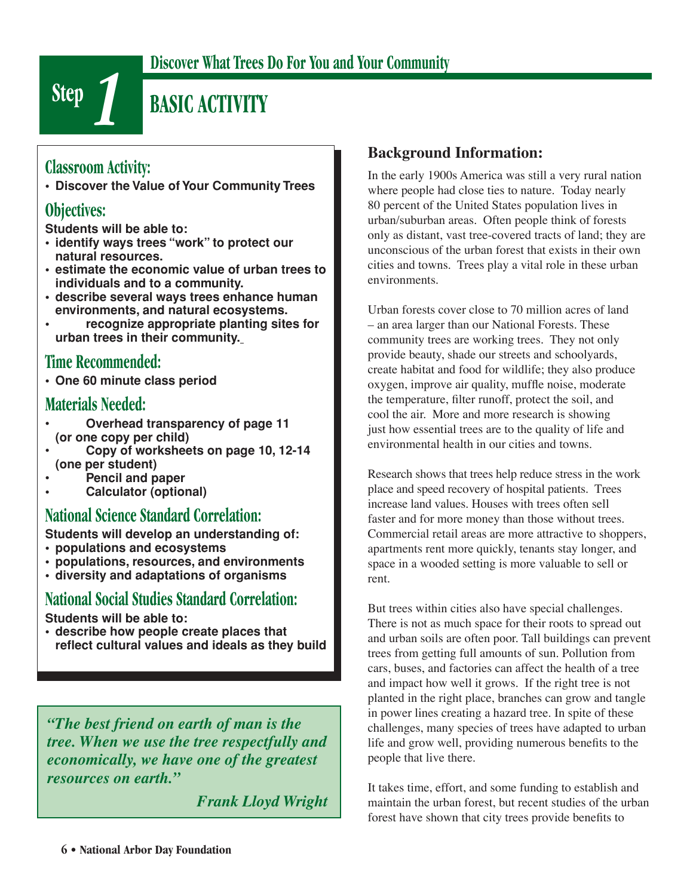# Step 1

## Discover What Trees Do For You and Your Community

## BASIC ACTIVITY

### Classroom Activity:

- **Discover the Value of Your Community Trees**

### Objectives:

**Students will be able to:**

- **identify ways trees "work" to protect our natural resources.**
- **estimate the economic value of urban trees to individuals and to a community.**
- **describe several ways trees enhance human environments, and natural ecosystems.**
- **recognize appropriate planting sites for urban trees in their community.**

### Time Recommended:

- **One 60 minute class period**

### Materials Needed:

- **Overhead transparency of page 11 (or one copy per child)**
- **Copy of worksheets on page 10, 12-14 (one per student)**
- **Pencil and paper**
- **Calculator (optional)**

### National Science Standard Correlation:

**Students will develop an understanding of:**

- **populations and ecosystems**
- **populations, resources, and environments**
- **diversity and adaptations of organisms**

### National Social Studies Standard Correlation:

**Students will be able to:**

- **describe how people create places that reflect cultural values and ideals as they build**

> ***"The best friend on earth of man is the tree. When we use the tree respectfully and economically, we have one of the greatest resources on earth."***
>
> ***Frank Lloyd Wright***

### Background Information:

In the early 1900s America was still a very rural nation where people had close ties to nature. Today nearly 80 percent of the United States population lives in urban/suburban areas. Often people think of forests only as distant, vast tree-covered tracts of land; they are unconscious of the urban forest that exists in their own cities and towns. Trees play a vital role in these urban environments.

Urban forests cover close to 70 million acres of land – an area larger than our National Forests. These community trees are working trees. They not only provide beauty, shade our streets and schoolyards, create habitat and food for wildlife; they also produce oxygen, improve air quality, muffle noise, moderate the temperature, filter runoff, protect the soil, and cool the air. More and more research is showing just how essential trees are to the quality of life and environmental health in our cities and towns.

Research shows that trees help reduce stress in the work place and speed recovery of hospital patients. Trees increase land values. Houses with trees often sell faster and for more money than those without trees. Commercial retail areas are more attractive to shoppers, apartments rent more quickly, tenants stay longer, and space in a wooded setting is more valuable to sell or rent.

But trees within cities also have special challenges. There is not as much space for their roots to spread out and urban soils are often poor. Tall buildings can prevent trees from getting full amounts of sun. Pollution from cars, buses, and factories can affect the health of a tree and impact how well it grows. If the right tree is not planted in the right place, branches can grow and tangle in power lines creating a hazard tree. In spite of these challenges, many species of trees have adapted to urban life and grow well, providing numerous benefits to the people that live there.

It takes time, effort, and some funding to establish and maintain the urban forest, but recent studies of the urban forest have shown that city trees provide benefits to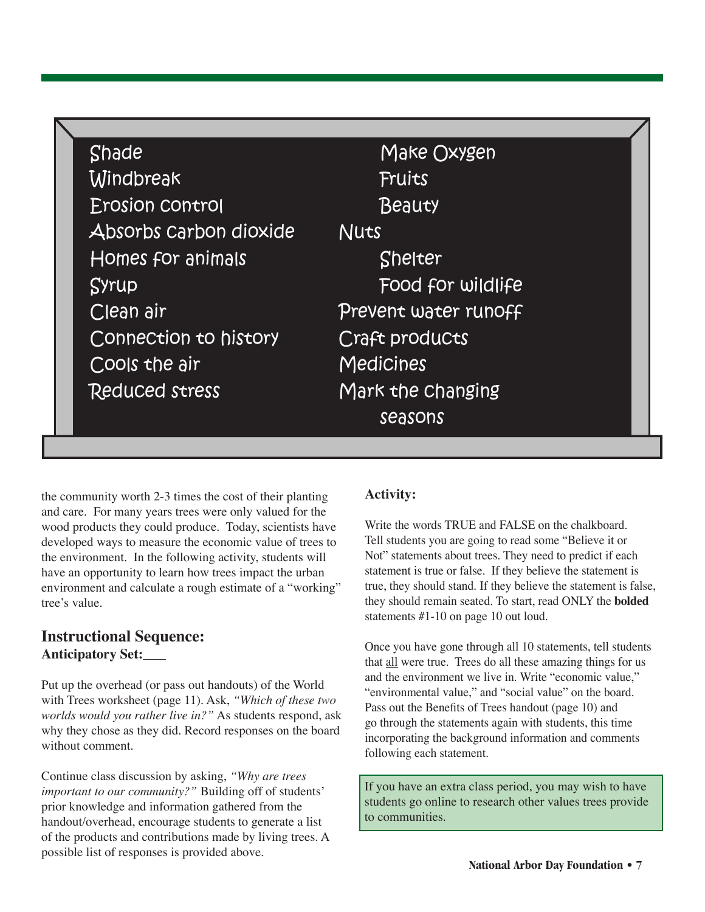Shade
Windbreak
Erosion control
Absorbs carbon dioxide
Homes for animals
Syrup
Clean air
Connection to history
Cools the air
Reduced stress
Make Oxygen
Fruits
Beauty
Nuts
Shelter
Food for wildlife
Prevent water runoff
Craft products
Medicines
Mark the changing seasons

the community worth 2-3 times the cost of their planting and care. For many years trees were only valued for the wood products they could produce. Today, scientists have developed ways to measure the economic value of trees to the environment. In the following activity, students will have an opportunity to learn how trees impact the urban environment and calculate a rough estimate of a "working" tree's value.

## Instructional Sequence:

**Anticipatory Set:**

Put up the overhead (or pass out handouts) of the World with Trees worksheet (page 11). Ask, *"Which of these two worlds would you rather live in?"* As students respond, ask why they chose as they did. Record responses on the board without comment.

Continue class discussion by asking, *"Why are trees important to our community?"* Building off of students' prior knowledge and information gathered from the handout/overhead, encourage students to generate a list of the products and contributions made by living trees. A possible list of responses is provided above.

**Activity:**

Write the words TRUE and FALSE on the chalkboard. Tell students you are going to read some "Believe it or Not" statements about trees. They need to predict if each statement is true or false. If they believe the statement is true, they should stand. If they believe the statement is false, they should remain seated. To start, read ONLY the **bolded** statements #1-10 on page 10 out loud.

Once you have gone through all 10 statements, tell students that all were true. Trees do all these amazing things for us and the environment we live in. Write "economic value," "environmental value," and "social value" on the board. Pass out the Benefits of Trees handout (page 10) and go through the statements again with students, this time incorporating the background information and comments following each statement.

If you have an extra class period, you may wish to have students go online to research other values trees provide to communities.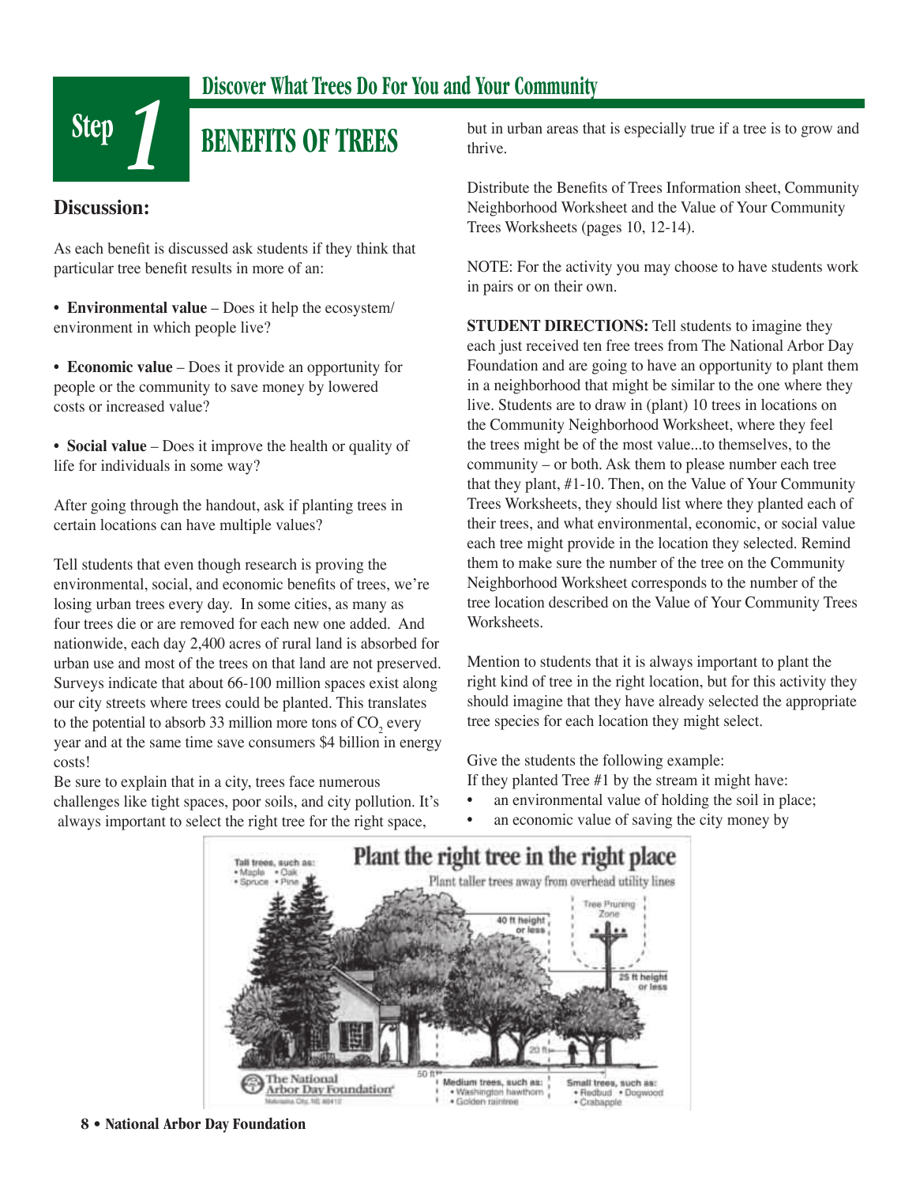# Step 1 — Discover What Trees Do For You and Your Community

## BENEFITS OF TREES

### Discussion:

As each benefit is discussed ask students if they think that particular tree benefit results in more of an:

- **Environmental value** – Does it help the ecosystem/ environment in which people live?
- **Economic value** – Does it provide an opportunity for people or the community to save money by lowered costs or increased value?
- **Social value** – Does it improve the health or quality of life for individuals in some way?

After going through the handout, ask if planting trees in certain locations can have multiple values?

Tell students that even though research is proving the environmental, social, and economic benefits of trees, we're losing urban trees every day. In some cities, as many as four trees die or are removed for each new one added. And nationwide, each day 2,400 acres of rural land is absorbed for urban use and most of the trees on that land are not preserved. Surveys indicate that about 66-100 million spaces exist along our city streets where trees could be planted. This translates to the potential to absorb 33 million more tons of $CO_2$ every year and at the same time save consumers $4 billion in energy costs!

Be sure to explain that in a city, trees face numerous challenges like tight spaces, poor soils, and city pollution. It's always important to select the right tree for the right space, but in urban areas that is especially true if a tree is to grow and thrive.

Distribute the Benefits of Trees Information sheet, Community Neighborhood Worksheet and the Value of Your Community Trees Worksheets (pages 10, 12-14).

NOTE: For the activity you may choose to have students work in pairs or on their own.

**STUDENT DIRECTIONS:** Tell students to imagine they each just received ten free trees from The National Arbor Day Foundation and are going to have an opportunity to plant them in a neighborhood that might be similar to the one where they live. Students are to draw in (plant) 10 trees in locations on the Community Neighborhood Worksheet, where they feel the trees might be of the most value...to themselves, to the community – or both. Ask them to please number each tree that they plant, #1-10. Then, on the Value of Your Community Trees Worksheets, they should list where they planted each of their trees, and what environmental, economic, or social value each tree might provide in the location they selected. Remind them to make sure the number of the tree on the Community Neighborhood Worksheet corresponds to the number of the tree location described on the Value of Your Community Trees Worksheets.

Mention to students that it is always important to plant the right kind of tree in the right location, but for this activity they should imagine that they have already selected the appropriate tree species for each location they might select.

Give the students the following example:
If they planted Tree #1 by the stream it might have:

- an environmental value of holding the soil in place;
- an economic value of saving the city money by

**Plant the right tree in the right place**

Plant taller trees away from overhead utility lines

Tall trees, such as: • Maple • Oak • Spruce • Pine

40 ft height or less

Tree Pruning Zone

25 ft height or less

20 ft

50 ft

Medium trees, such as: • Washington hawthorn • Golden raintree

Small trees, such as: • Redbud • Dogwood • Crabapple

The National Arbor Day Foundation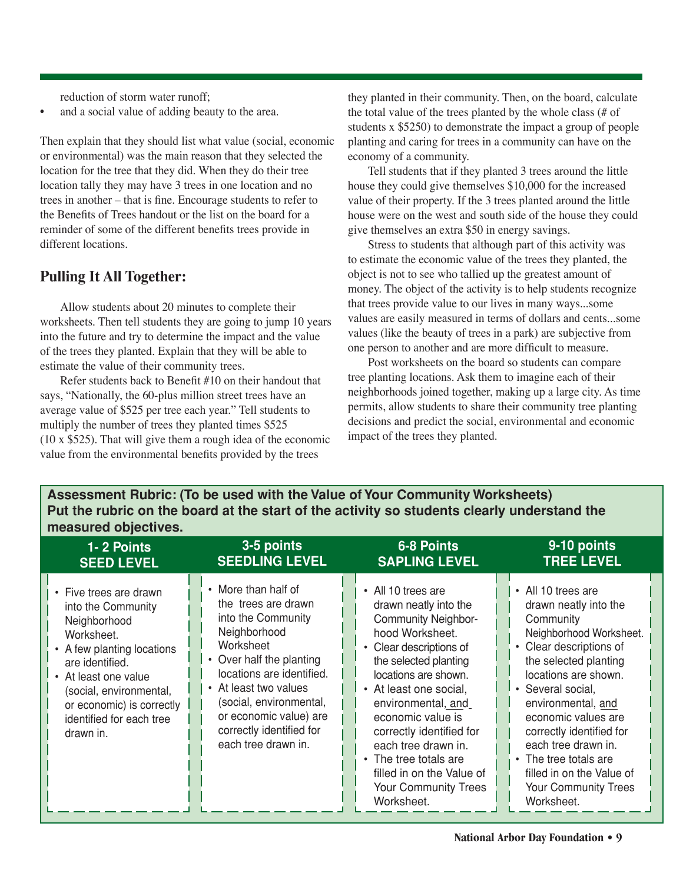reduction of storm water runoff;

- and a social value of adding beauty to the area.

Then explain that they should list what value (social, economic or environmental) was the main reason that they selected the location for the tree that they did. When they do their tree location tally they may have 3 trees in one location and no trees in another – that is fine. Encourage students to refer to the Benefits of Trees handout or the list on the board for a reminder of some of the different benefits trees provide in different locations.

## Pulling It All Together:

Allow students about 20 minutes to complete their worksheets. Then tell students they are going to jump 10 years into the future and try to determine the impact and the value of the trees they planted. Explain that they will be able to estimate the value of their community trees.

Refer students back to Benefit #10 on their handout that says, "Nationally, the 60-plus million street trees have an average value of $525 per tree each year." Tell students to multiply the number of trees they planted times $525 (10 x $525). That will give them a rough idea of the economic value from the environmental benefits provided by the trees they planted in their community. Then, on the board, calculate the total value of the trees planted by the whole class (# of students x $5250) to demonstrate the impact a group of people planting and caring for trees in a community can have on the economy of a community.

Tell students that if they planted 3 trees around the little house they could give themselves $10,000 for the increased value of their property. If the 3 trees planted around the little house were on the west and south side of the house they could give themselves an extra $50 in energy savings.

Stress to students that although part of this activity was to estimate the economic value of the trees they planted, the object is not to see who tallied up the greatest amount of money. The object of the activity is to help students recognize that trees provide value to our lives in many ways...some values are easily measured in terms of dollars and cents...some values (like the beauty of trees in a park) are subjective from one person to another and are more difficult to measure.

Post worksheets on the board so students can compare tree planting locations. Ask them to imagine each of their neighborhoods joined together, making up a large city. As time permits, allow students to share their community tree planting decisions and predict the social, environmental and economic impact of the trees they planted.

**Assessment Rubric: (To be used with the Value of Your Community Worksheets)**
**Put the rubric on the board at the start of the activity so students clearly understand the measured objectives.**

| 1- 2 Points SEED LEVEL | 3-5 points SEEDLING LEVEL | 6-8 Points SAPLING LEVEL | 9-10 points TREE LEVEL |
|---|---|---|---|
| • Five trees are drawn into the Community Neighborhood Worksheet.<br>• A few planting locations are identified.<br>• At least one value (social, environmental, or economic) is correctly identified for each tree drawn in. | • More than half of the trees are drawn into the Community Neighborhood Worksheet<br>• Over half the planting locations are identified.<br>• At least two values (social, environmental, or economic value) are correctly identified for each tree drawn in. | • All 10 trees are drawn neatly into the Community Neighborhood Worksheet.<br>• Clear descriptions of the selected planting locations are shown.<br>• At least one social, environmental, and economic value is correctly identified for each tree drawn in.<br>• The tree totals are filled in on the Value of Your Community Trees Worksheet. | • All 10 trees are drawn neatly into the Community Neighborhood Worksheet.<br>• Clear descriptions of the selected planting locations are shown.<br>• Several social, environmental, and economic values are correctly identified for each tree drawn in.<br>• The tree totals are filled in on the Value of Your Community Trees Worksheet. |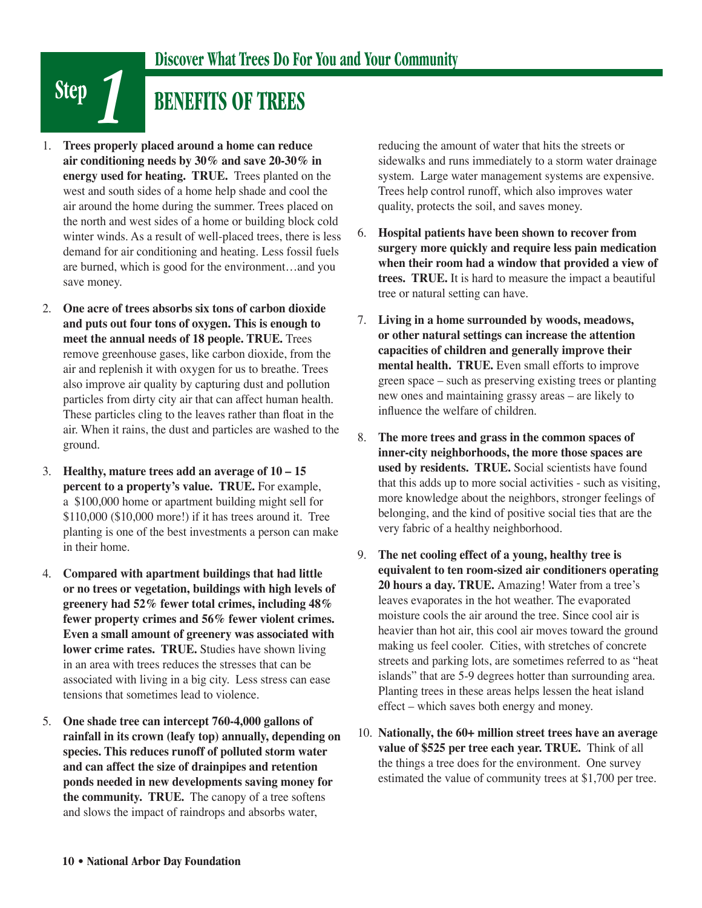## Step 1

### Discover What Trees Do For You and Your Community

# BENEFITS OF TREES

1. **Trees properly placed around a home can reduce air conditioning needs by 30% and save 20-30% in energy used for heating. TRUE.** Trees planted on the west and south sides of a home help shade and cool the air around the home during the summer. Trees placed on the north and west sides of a home or building block cold winter winds. As a result of well-placed trees, there is less demand for air conditioning and heating. Less fossil fuels are burned, which is good for the environment…and you save money.

2. **One acre of trees absorbs six tons of carbon dioxide and puts out four tons of oxygen. This is enough to meet the annual needs of 18 people. TRUE.** Trees remove greenhouse gases, like carbon dioxide, from the air and replenish it with oxygen for us to breathe. Trees also improve air quality by capturing dust and pollution particles from dirty city air that can affect human health. These particles cling to the leaves rather than float in the air. When it rains, the dust and particles are washed to the ground.

3. **Healthy, mature trees add an average of 10 – 15 percent to a property's value. TRUE.** For example, a $100,000 home or apartment building might sell for $110,000 ($10,000 more!) if it has trees around it. Tree planting is one of the best investments a person can make in their home.

4. **Compared with apartment buildings that had little or no trees or vegetation, buildings with high levels of greenery had 52% fewer total crimes, including 48% fewer property crimes and 56% fewer violent crimes. Even a small amount of greenery was associated with lower crime rates. TRUE.** Studies have shown living in an area with trees reduces the stresses that can be associated with living in a big city. Less stress can ease tensions that sometimes lead to violence.

5. **One shade tree can intercept 760-4,000 gallons of rainfall in its crown (leafy top) annually, depending on species. This reduces runoff of polluted storm water and can affect the size of drainpipes and retention ponds needed in new developments saving money for the community. TRUE.** The canopy of a tree softens and slows the impact of raindrops and absorbs water, reducing the amount of water that hits the streets or sidewalks and runs immediately to a storm water drainage system. Large water management systems are expensive. Trees help control runoff, which also improves water quality, protects the soil, and saves money.

6. **Hospital patients have been shown to recover from surgery more quickly and require less pain medication when their room had a window that provided a view of trees. TRUE.** It is hard to measure the impact a beautiful tree or natural setting can have.

7. **Living in a home surrounded by woods, meadows, or other natural settings can increase the attention capacities of children and generally improve their mental health. TRUE.** Even small efforts to improve green space – such as preserving existing trees or planting new ones and maintaining grassy areas – are likely to influence the welfare of children.

8. **The more trees and grass in the common spaces of inner-city neighborhoods, the more those spaces are used by residents. TRUE.** Social scientists have found that this adds up to more social activities - such as visiting, more knowledge about the neighbors, stronger feelings of belonging, and the kind of positive social ties that are the very fabric of a healthy neighborhood.

9. **The net cooling effect of a young, healthy tree is equivalent to ten room-sized air conditioners operating 20 hours a day. TRUE.** Amazing! Water from a tree's leaves evaporates in the hot weather. The evaporated moisture cools the air around the tree. Since cool air is heavier than hot air, this cool air moves toward the ground making us feel cooler. Cities, with stretches of concrete streets and parking lots, are sometimes referred to as "heat islands" that are 5-9 degrees hotter than surrounding area. Planting trees in these areas helps lessen the heat island effect – which saves both energy and money.

10. **Nationally, the 60+ million street trees have an average value of $525 per tree each year. TRUE.** Think of all the things a tree does for the environment. One survey estimated the value of community trees at $1,700 per tree.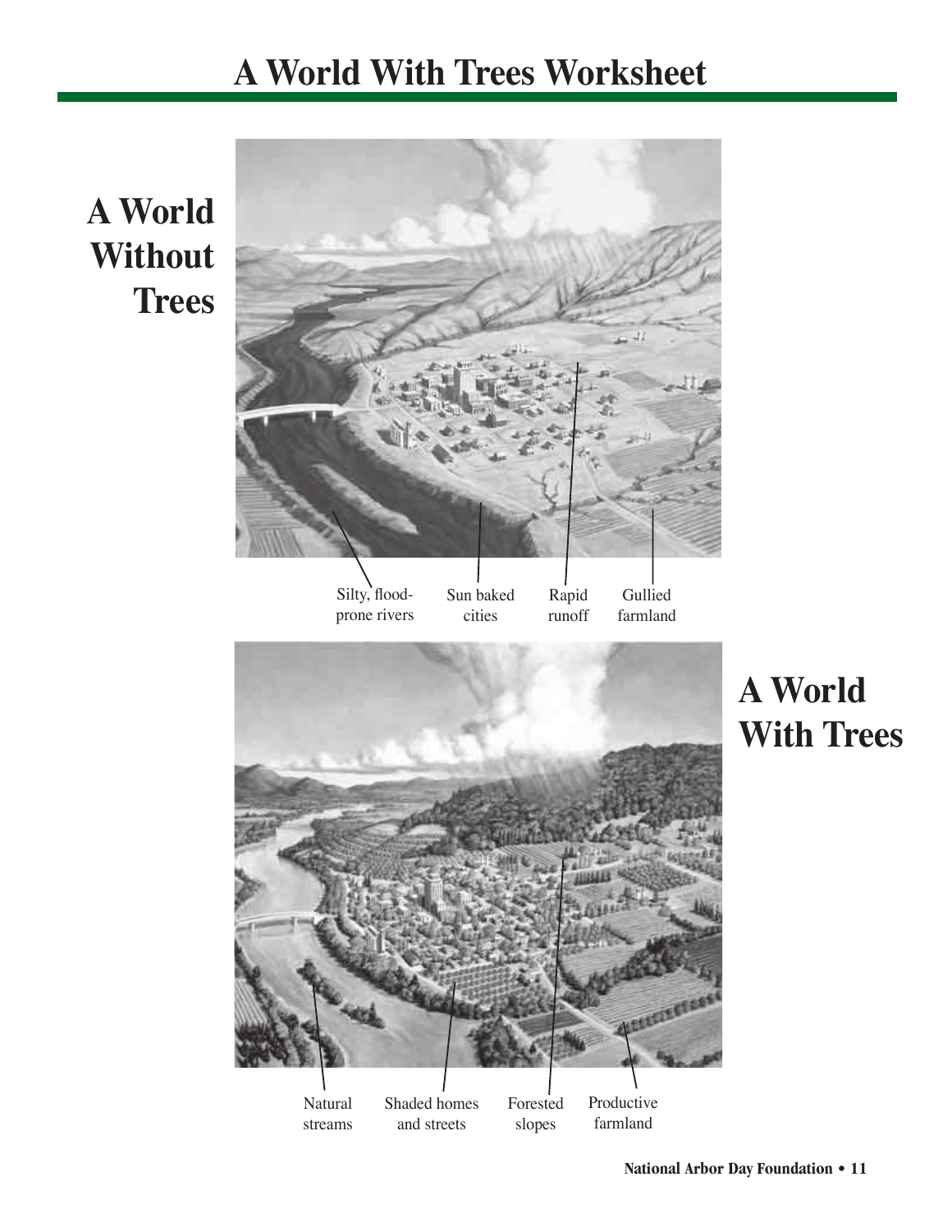# A World With Trees Worksheet

## A World Without Trees

Silty, flood-prone rivers

Sun baked cities

Rapid runoff

Gullied farmland

## A World With Trees

Natural streams

Shaded homes and streets

Forested slopes

Productive farmland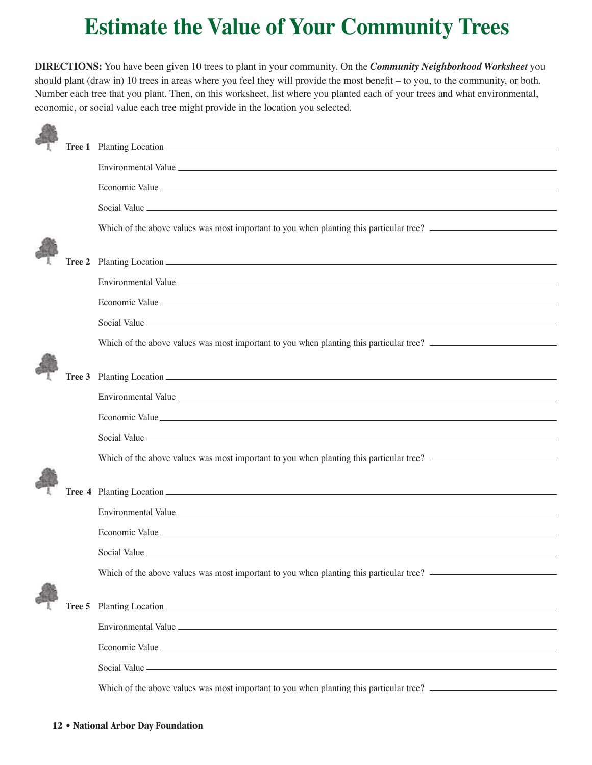# Estimate the Value of Your Community Trees

**DIRECTIONS:** You have been given 10 trees to plant in your community. On the ***Community Neighborhood Worksheet*** you should plant (draw in) 10 trees in areas where you feel they will provide the most benefit – to you, to the community, or both. Number each tree that you plant. Then, on this worksheet, list where you planted each of your trees and what environmental, economic, or social value each tree might provide in the location you selected.

**Tree 1** Planting Location \_\_\_\_\_\_\_\_\_\_\_\_\_\_\_\_\_\_\_\_\_\_\_\_\_\_\_\_\_\_\_\_\_\_\_\_\_\_\_\_

Environmental Value \_\_\_\_\_\_\_\_\_\_\_\_\_\_\_\_\_\_\_\_\_\_\_\_\_\_\_\_\_\_\_\_\_\_\_\_\_\_\_\_

Economic Value \_\_\_\_\_\_\_\_\_\_\_\_\_\_\_\_\_\_\_\_\_\_\_\_\_\_\_\_\_\_\_\_\_\_\_\_\_\_\_\_

Social Value \_\_\_\_\_\_\_\_\_\_\_\_\_\_\_\_\_\_\_\_\_\_\_\_\_\_\_\_\_\_\_\_\_\_\_\_\_\_\_\_

Which of the above values was most important to you when planting this particular tree? \_\_\_\_\_\_\_\_\_\_\_\_\_\_\_\_

**Tree 2** Planting Location \_\_\_\_\_\_\_\_\_\_\_\_\_\_\_\_\_\_\_\_\_\_\_\_\_\_\_\_\_\_\_\_\_\_\_\_\_\_\_\_

Environmental Value \_\_\_\_\_\_\_\_\_\_\_\_\_\_\_\_\_\_\_\_\_\_\_\_\_\_\_\_\_\_\_\_\_\_\_\_\_\_\_\_

Economic Value \_\_\_\_\_\_\_\_\_\_\_\_\_\_\_\_\_\_\_\_\_\_\_\_\_\_\_\_\_\_\_\_\_\_\_\_\_\_\_\_

Social Value \_\_\_\_\_\_\_\_\_\_\_\_\_\_\_\_\_\_\_\_\_\_\_\_\_\_\_\_\_\_\_\_\_\_\_\_\_\_\_\_

Which of the above values was most important to you when planting this particular tree? \_\_\_\_\_\_\_\_\_\_\_\_\_\_\_\_

**Tree 3** Planting Location \_\_\_\_\_\_\_\_\_\_\_\_\_\_\_\_\_\_\_\_\_\_\_\_\_\_\_\_\_\_\_\_\_\_\_\_\_\_\_\_

Environmental Value \_\_\_\_\_\_\_\_\_\_\_\_\_\_\_\_\_\_\_\_\_\_\_\_\_\_\_\_\_\_\_\_\_\_\_\_\_\_\_\_

Economic Value \_\_\_\_\_\_\_\_\_\_\_\_\_\_\_\_\_\_\_\_\_\_\_\_\_\_\_\_\_\_\_\_\_\_\_\_\_\_\_\_

Social Value \_\_\_\_\_\_\_\_\_\_\_\_\_\_\_\_\_\_\_\_\_\_\_\_\_\_\_\_\_\_\_\_\_\_\_\_\_\_\_\_

Which of the above values was most important to you when planting this particular tree? \_\_\_\_\_\_\_\_\_\_\_\_\_\_\_\_

**Tree 4** Planting Location \_\_\_\_\_\_\_\_\_\_\_\_\_\_\_\_\_\_\_\_\_\_\_\_\_\_\_\_\_\_\_\_\_\_\_\_\_\_\_\_

Environmental Value \_\_\_\_\_\_\_\_\_\_\_\_\_\_\_\_\_\_\_\_\_\_\_\_\_\_\_\_\_\_\_\_\_\_\_\_\_\_\_\_

Economic Value \_\_\_\_\_\_\_\_\_\_\_\_\_\_\_\_\_\_\_\_\_\_\_\_\_\_\_\_\_\_\_\_\_\_\_\_\_\_\_\_

Social Value \_\_\_\_\_\_\_\_\_\_\_\_\_\_\_\_\_\_\_\_\_\_\_\_\_\_\_\_\_\_\_\_\_\_\_\_\_\_\_\_

Which of the above values was most important to you when planting this particular tree? \_\_\_\_\_\_\_\_\_\_\_\_\_\_\_\_

**Tree 5** Planting Location \_\_\_\_\_\_\_\_\_\_\_\_\_\_\_\_\_\_\_\_\_\_\_\_\_\_\_\_\_\_\_\_\_\_\_\_\_\_\_\_

Environmental Value \_\_\_\_\_\_\_\_\_\_\_\_\_\_\_\_\_\_\_\_\_\_\_\_\_\_\_\_\_\_\_\_\_\_\_\_\_\_\_\_

Economic Value \_\_\_\_\_\_\_\_\_\_\_\_\_\_\_\_\_\_\_\_\_\_\_\_\_\_\_\_\_\_\_\_\_\_\_\_\_\_\_\_

Social Value \_\_\_\_\_\_\_\_\_\_\_\_\_\_\_\_\_\_\_\_\_\_\_\_\_\_\_\_\_\_\_\_\_\_\_\_\_\_\_\_

Which of the above values was most important to you when planting this particular tree? \_\_\_\_\_\_\_\_\_\_\_\_\_\_\_\_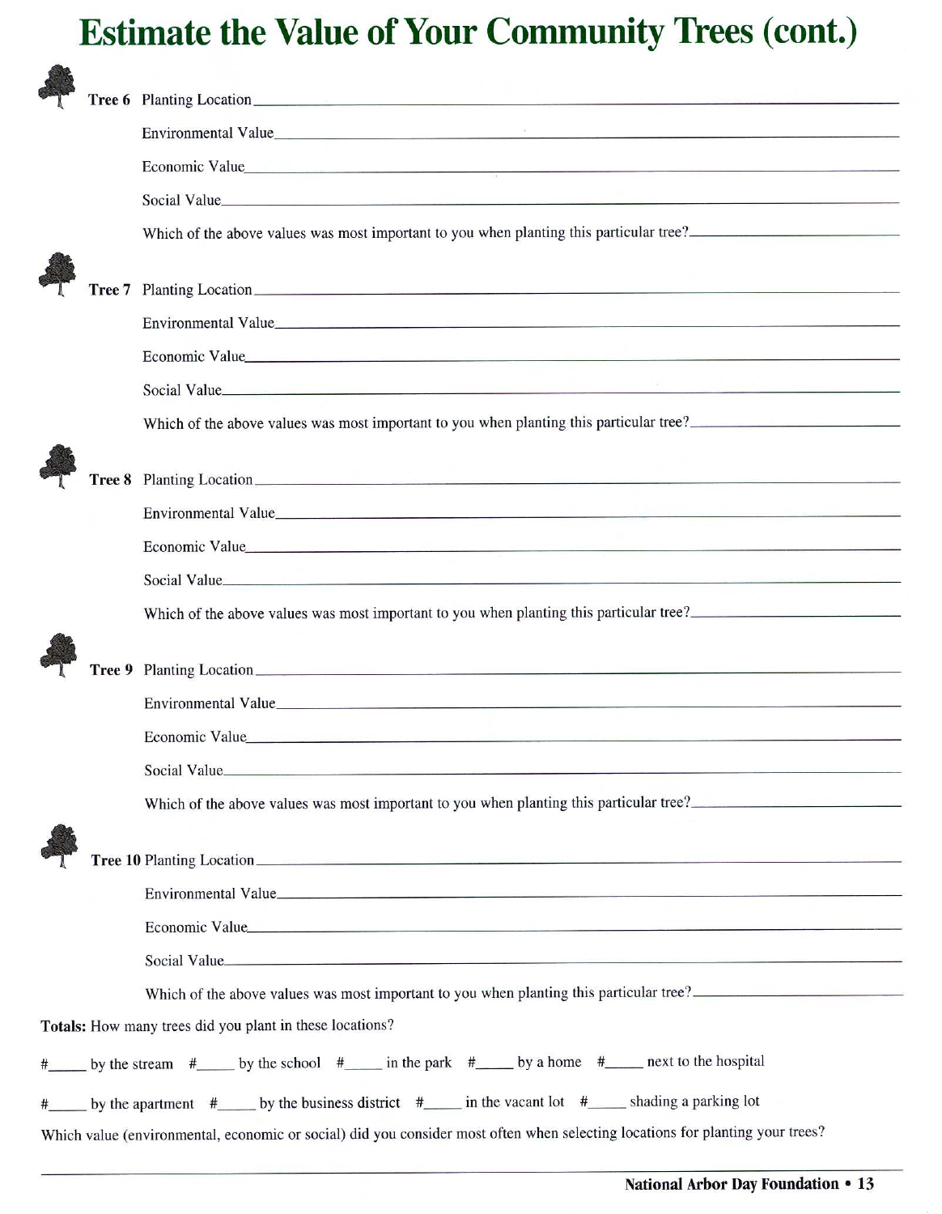# Estimate the Value of Your Community Trees (cont.)

**Tree 6** Planting Location________________________________________

Environmental Value________________________________________

Economic Value________________________________________

Social Value________________________________________

Which of the above values was most important to you when planting this particular tree?____________

**Tree 7** Planting Location________________________________________

Environmental Value________________________________________

Economic Value________________________________________

Social Value________________________________________

Which of the above values was most important to you when planting this particular tree?____________

**Tree 8** Planting Location________________________________________

Environmental Value________________________________________

Economic Value________________________________________

Social Value________________________________________

Which of the above values was most important to you when planting this particular tree?____________

**Tree 9** Planting Location________________________________________

Environmental Value________________________________________

Economic Value________________________________________

Social Value________________________________________

Which of the above values was most important to you when planting this particular tree?____________

**Tree 10** Planting Location________________________________________

Environmental Value________________________________________

Economic Value________________________________________

Social Value________________________________________

Which of the above values was most important to you when planting this particular tree?____________

**Totals:** How many trees did you plant in these locations?

#_____ by the stream #_____ by the school #_____ in the park #_____ by a home #_____ next to the hospital

#_____ by the apartment #_____ by the business district #_____ in the vacant lot #_____ shading a parking lot

Which value (environmental, economic or social) did you consider most often when selecting locations for planting your trees?

________________________________________________________________________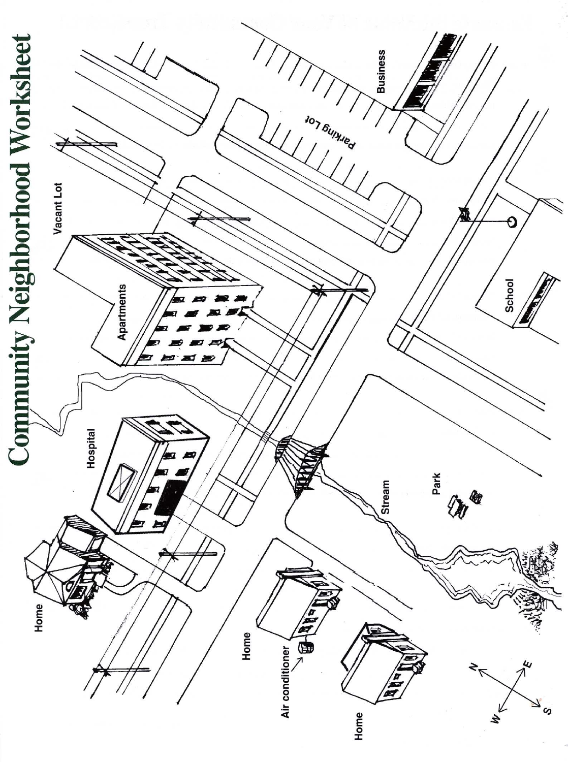# Community Neighborhood Worksheet

Vacant Lot

Business

Parking Lot

Apartments

Hospital

Home

School

Stream

Park

Home

Air conditioner

Home

N

E

W

S